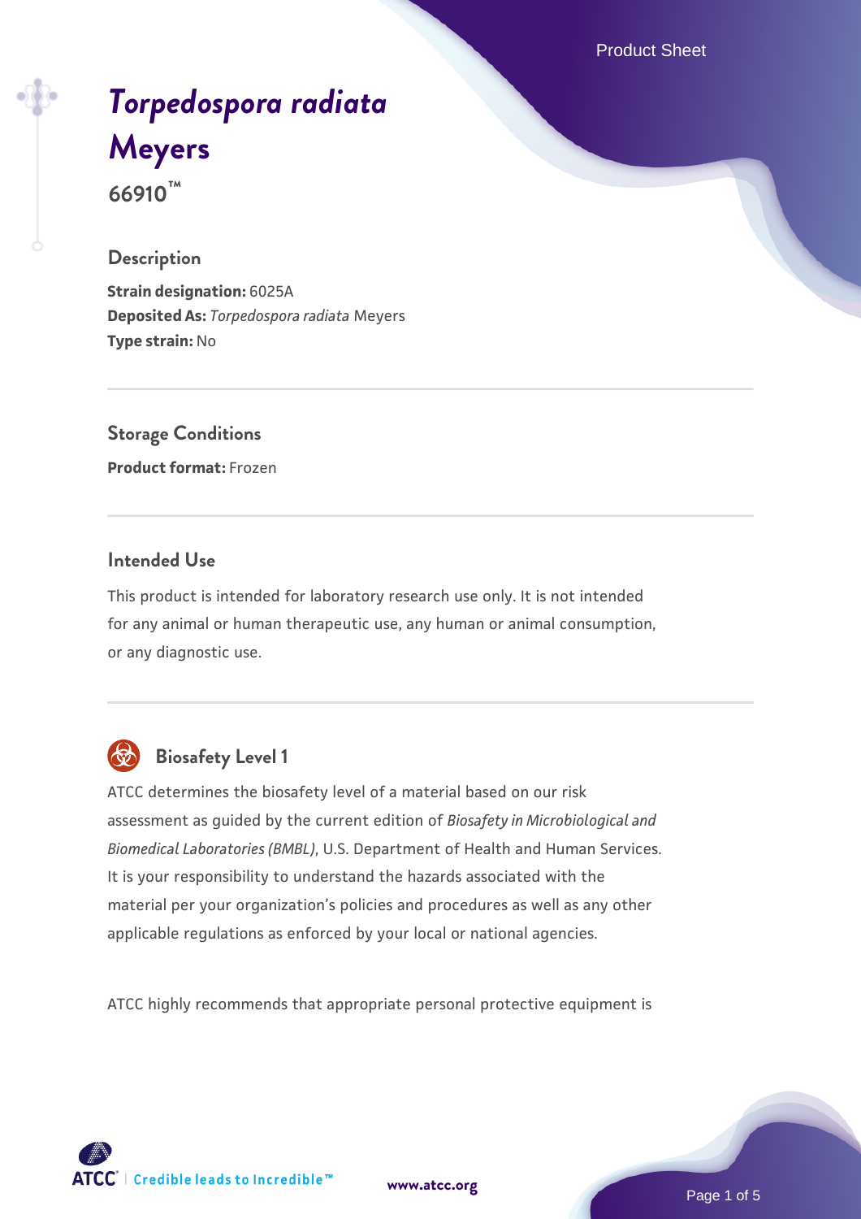# *Torpedospora radiata* Meyers

**66910™**

## Description

**Strain designation:** 6025A
**Deposited As:** *Torpedospora radiata* Meyers
**Type strain:** No

## Storage Conditions

**Product format:** Frozen

## Intended Use

This product is intended for laboratory research use only. It is not intended for any animal or human therapeutic use, any human or animal consumption, or any diagnostic use.

## Biosafety Level 1

ATCC determines the biosafety level of a material based on our risk assessment as guided by the current edition of *Biosafety in Microbiological and Biomedical Laboratories (BMBL)*, U.S. Department of Health and Human Services. It is your responsibility to understand the hazards associated with the material per your organization's policies and procedures as well as any other applicable regulations as enforced by your local or national agencies.

ATCC highly recommends that appropriate personal protective equipment is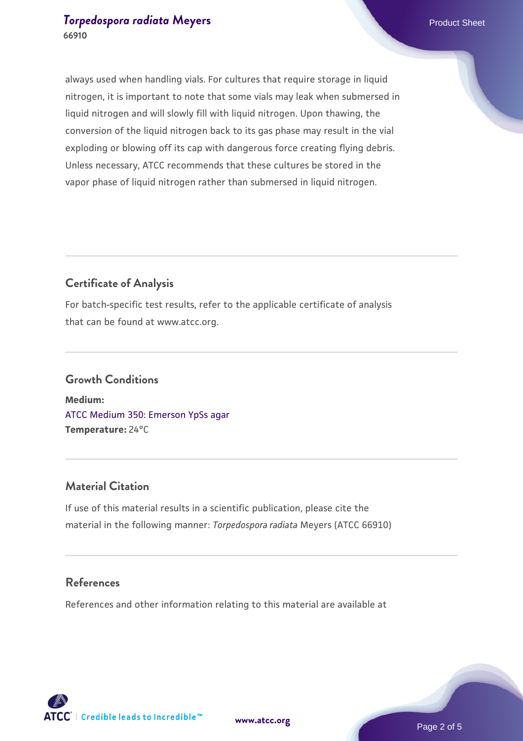always used when handling vials. For cultures that require storage in liquid nitrogen, it is important to note that some vials may leak when submersed in liquid nitrogen and will slowly fill with liquid nitrogen. Upon thawing, the conversion of the liquid nitrogen back to its gas phase may result in the vial exploding or blowing off its cap with dangerous force creating flying debris. Unless necessary, ATCC recommends that these cultures be stored in the vapor phase of liquid nitrogen rather than submersed in liquid nitrogen.

## Certificate of Analysis

For batch-specific test results, refer to the applicable certificate of analysis that can be found at www.atcc.org.

## Growth Conditions

**Medium:**
ATCC Medium 350: Emerson YpSs agar
**Temperature:** 24°C

## Material Citation

If use of this material results in a scientific publication, please cite the material in the following manner: *Torpedospora radiata* Meyers (ATCC 66910)

## References

References and other information relating to this material are available at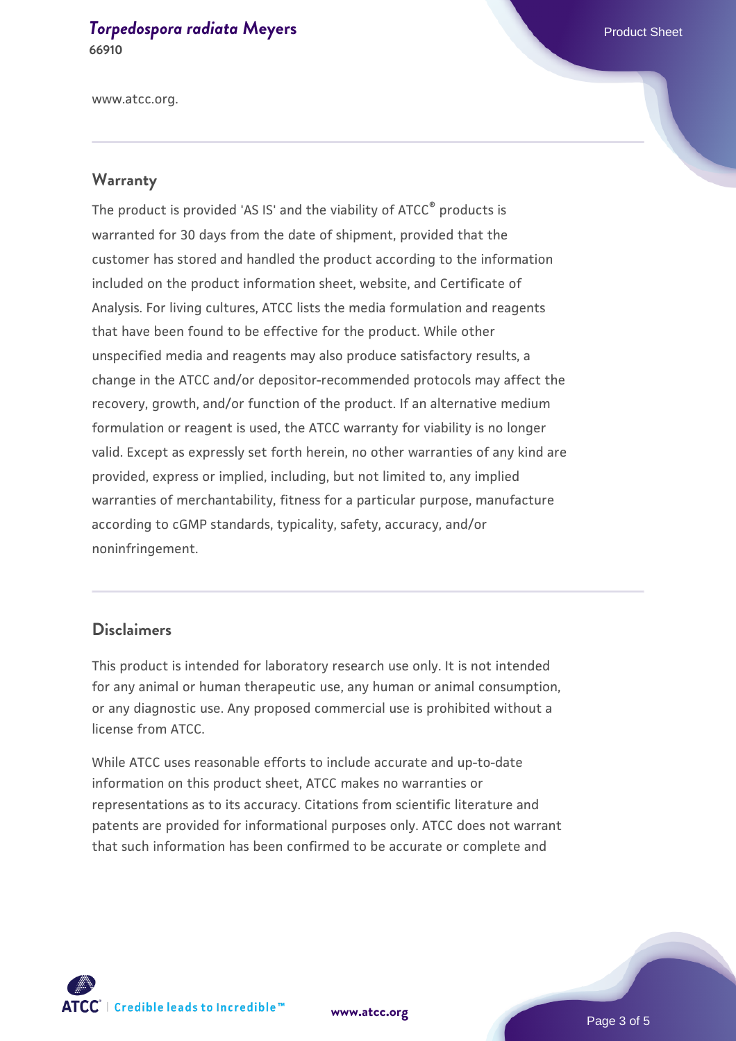www.atcc.org.

## Warranty

The product is provided 'AS IS' and the viability of ATCC® products is warranted for 30 days from the date of shipment, provided that the customer has stored and handled the product according to the information included on the product information sheet, website, and Certificate of Analysis. For living cultures, ATCC lists the media formulation and reagents that have been found to be effective for the product. While other unspecified media and reagents may also produce satisfactory results, a change in the ATCC and/or depositor-recommended protocols may affect the recovery, growth, and/or function of the product. If an alternative medium formulation or reagent is used, the ATCC warranty for viability is no longer valid. Except as expressly set forth herein, no other warranties of any kind are provided, express or implied, including, but not limited to, any implied warranties of merchantability, fitness for a particular purpose, manufacture according to cGMP standards, typicality, safety, accuracy, and/or noninfringement.

## Disclaimers

This product is intended for laboratory research use only. It is not intended for any animal or human therapeutic use, any human or animal consumption, or any diagnostic use. Any proposed commercial use is prohibited without a license from ATCC.

While ATCC uses reasonable efforts to include accurate and up-to-date information on this product sheet, ATCC makes no warranties or representations as to its accuracy. Citations from scientific literature and patents are provided for informational purposes only. ATCC does not warrant that such information has been confirmed to be accurate or complete and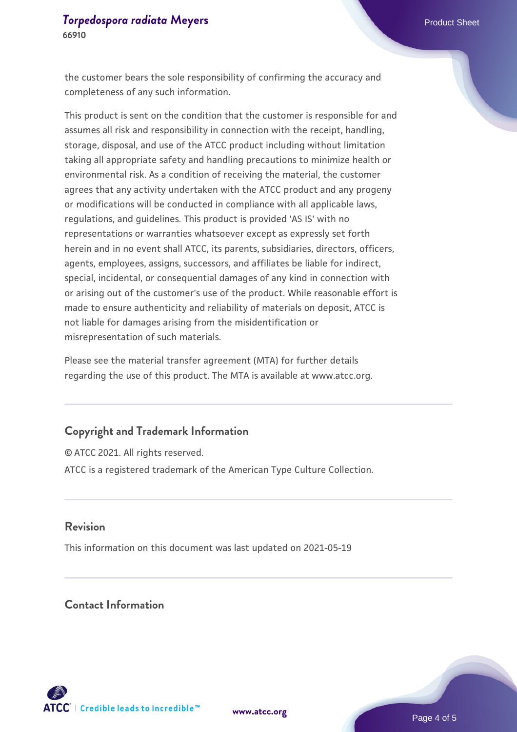the customer bears the sole responsibility of confirming the accuracy and completeness of any such information.

This product is sent on the condition that the customer is responsible for and assumes all risk and responsibility in connection with the receipt, handling, storage, disposal, and use of the ATCC product including without limitation taking all appropriate safety and handling precautions to minimize health or environmental risk. As a condition of receiving the material, the customer agrees that any activity undertaken with the ATCC product and any progeny or modifications will be conducted in compliance with all applicable laws, regulations, and guidelines. This product is provided 'AS IS' with no representations or warranties whatsoever except as expressly set forth herein and in no event shall ATCC, its parents, subsidiaries, directors, officers, agents, employees, assigns, successors, and affiliates be liable for indirect, special, incidental, or consequential damages of any kind in connection with or arising out of the customer's use of the product. While reasonable effort is made to ensure authenticity and reliability of materials on deposit, ATCC is not liable for damages arising from the misidentification or misrepresentation of such materials.

Please see the material transfer agreement (MTA) for further details regarding the use of this product. The MTA is available at www.atcc.org.

## Copyright and Trademark Information

© ATCC 2021. All rights reserved.

ATCC is a registered trademark of the American Type Culture Collection.

## Revision

This information on this document was last updated on 2021-05-19

## Contact Information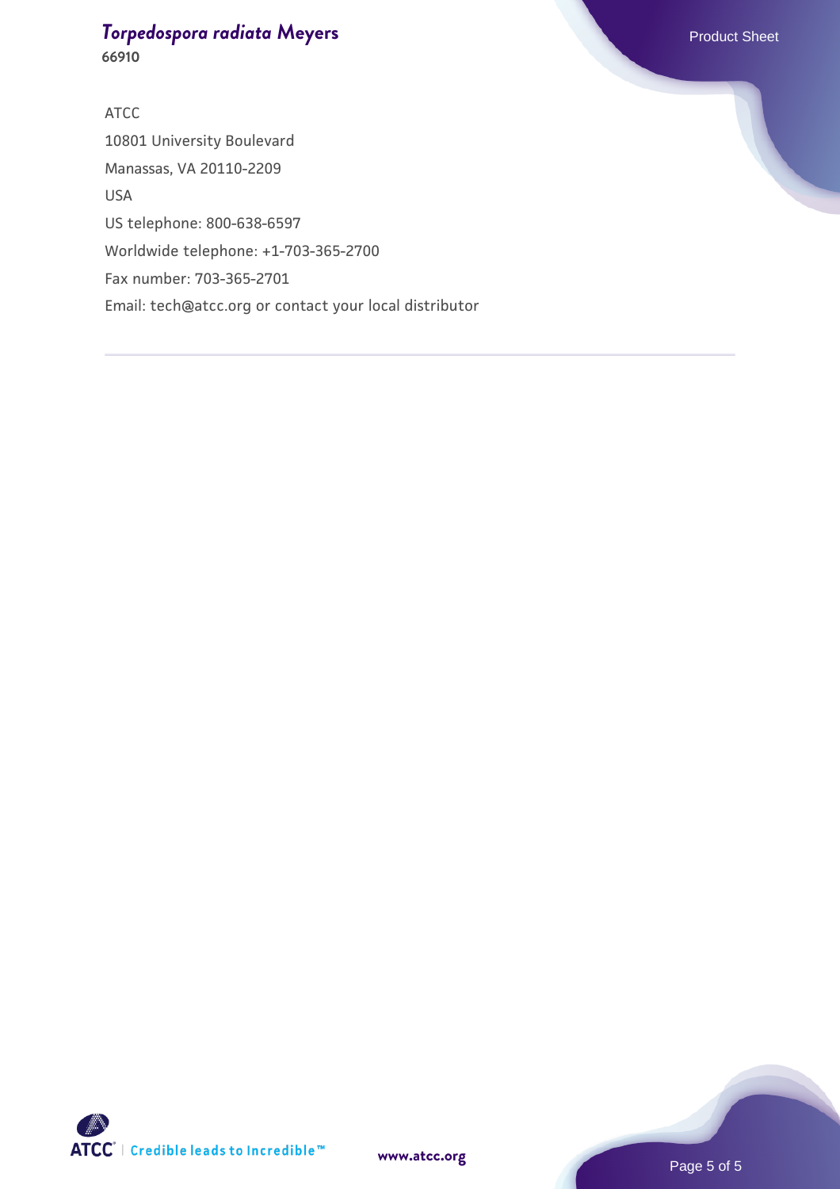ATCC

10801 University Boulevard

Manassas, VA 20110-2209

USA

US telephone: 800-638-6597

Worldwide telephone: +1-703-365-2700

Fax number: 703-365-2701

Email: tech@atcc.org or contact your local distributor